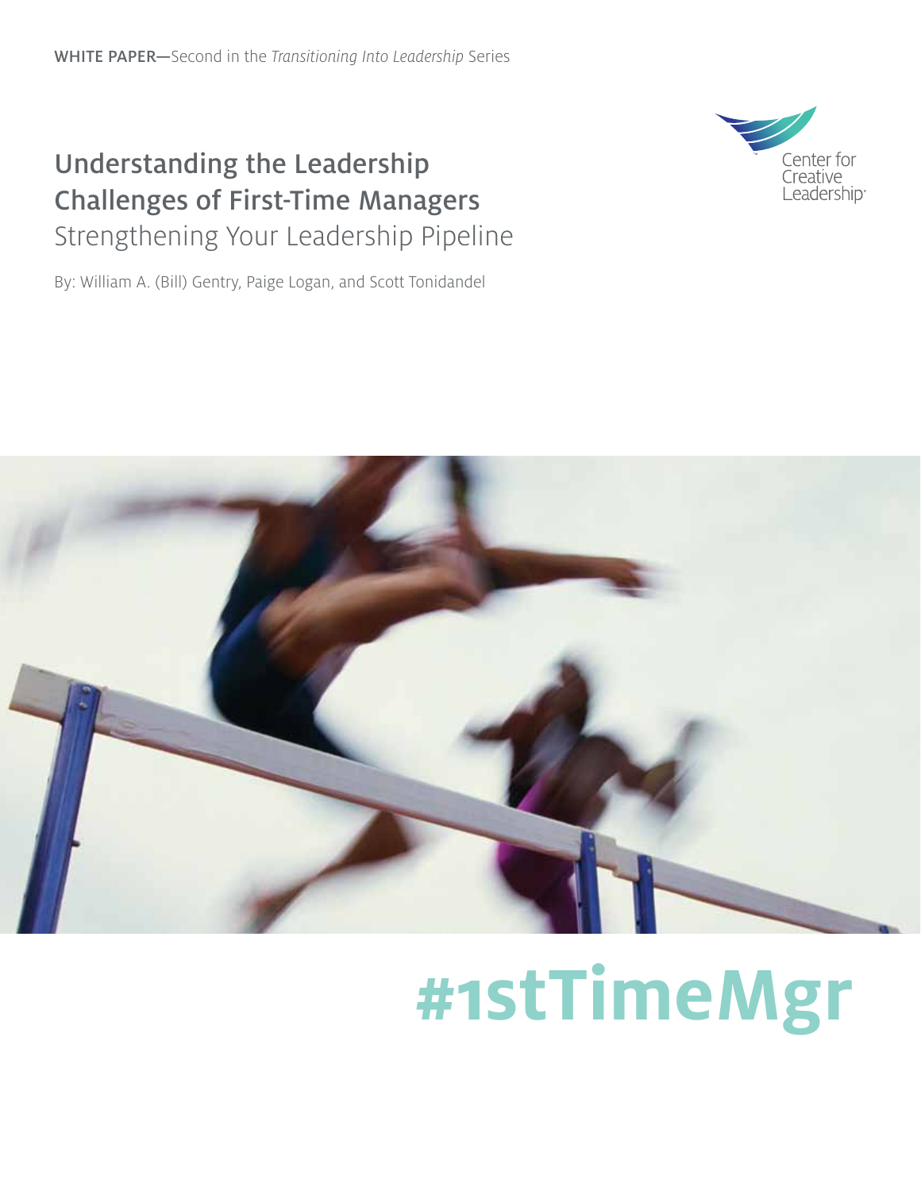WHITE PAPER—Second in the *Transitioning Into Leadership* Series

# Understanding the Leadership Challenges of First-Time Managers

## Strengthening Your Leadership Pipeline

By: William A. (Bill) Gentry, Paige Logan, and Scott Tonidandel

Center for Creative Leadership

**#1stTimeMgr**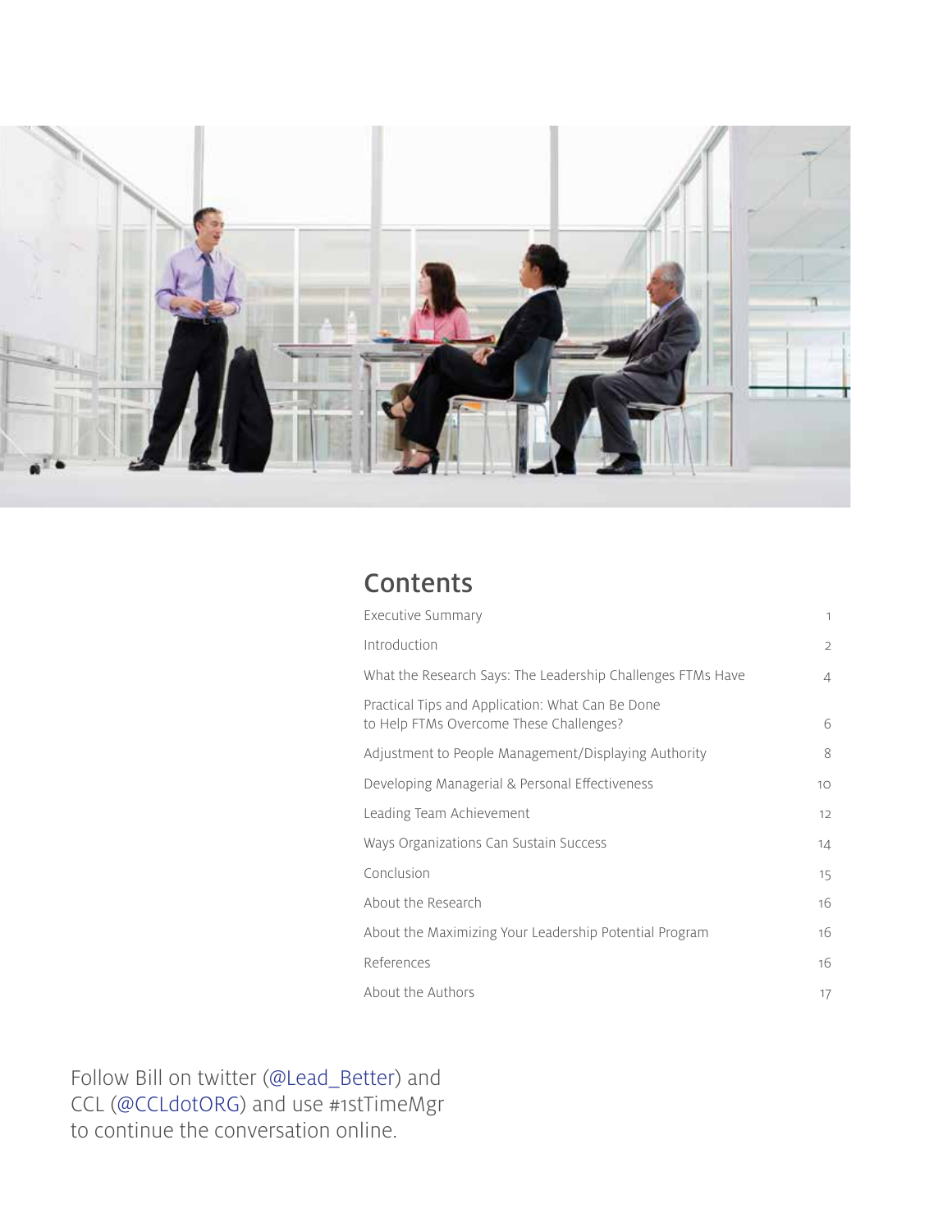## Contents

| | |
|---|---|
| Executive Summary | 1 |
| Introduction | 2 |
| What the Research Says: The Leadership Challenges FTMs Have | 4 |
| Practical Tips and Application: What Can Be Done to Help FTMs Overcome These Challenges? | 6 |
| Adjustment to People Management/Displaying Authority | 8 |
| Developing Managerial & Personal Effectiveness | 10 |
| Leading Team Achievement | 12 |
| Ways Organizations Can Sustain Success | 14 |
| Conclusion | 15 |
| About the Research | 16 |
| About the Maximizing Your Leadership Potential Program | 16 |
| References | 16 |
| About the Authors | 17 |

Follow Bill on twitter (@Lead_Better) and CCL (@CCLdotORG) and use #1stTimeMgr to continue the conversation online.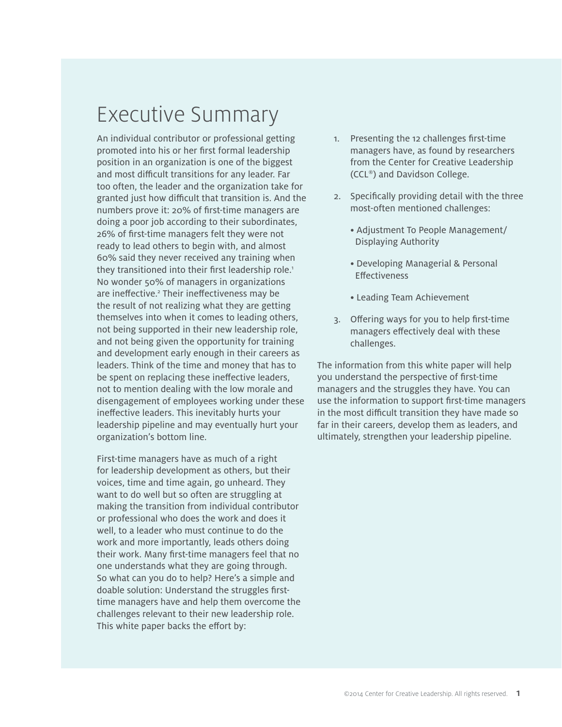# Executive Summary

An individual contributor or professional getting promoted into his or her first formal leadership position in an organization is one of the biggest and most difficult transitions for any leader. Far too often, the leader and the organization take for granted just how difficult that transition is. And the numbers prove it: 20% of first-time managers are doing a poor job according to their subordinates, 26% of first-time managers felt they were not ready to lead others to begin with, and almost 60% said they never received any training when they transitioned into their first leadership role.[1] No wonder 50% of managers in organizations are ineffective.[2] Their ineffectiveness may be the result of not realizing what they are getting themselves into when it comes to leading others, not being supported in their new leadership role, and not being given the opportunity for training and development early enough in their careers as leaders. Think of the time and money that has to be spent on replacing these ineffective leaders, not to mention dealing with the low morale and disengagement of employees working under these ineffective leaders. This inevitably hurts your leadership pipeline and may eventually hurt your organization's bottom line.

First-time managers have as much of a right for leadership development as others, but their voices, time and time again, go unheard. They want to do well but so often are struggling at making the transition from individual contributor or professional who does the work and does it well, to a leader who must continue to do the work and more importantly, leads others doing their work. Many first-time managers feel that no one understands what they are going through. So what can you do to help? Here's a simple and doable solution: Understand the struggles first-time managers have and help them overcome the challenges relevant to their new leadership role. This white paper backs the effort by:

1. Presenting the 12 challenges first-time managers have, as found by researchers from the Center for Creative Leadership (CCL®) and Davidson College.
2. Specifically providing detail with the three most-often mentioned challenges:
   - Adjustment To People Management/ Displaying Authority
   - Developing Managerial & Personal Effectiveness
   - Leading Team Achievement
3. Offering ways for you to help first-time managers effectively deal with these challenges.

The information from this white paper will help you understand the perspective of first-time managers and the struggles they have. You can use the information to support first-time managers in the most difficult transition they have made so far in their careers, develop them as leaders, and ultimately, strengthen your leadership pipeline.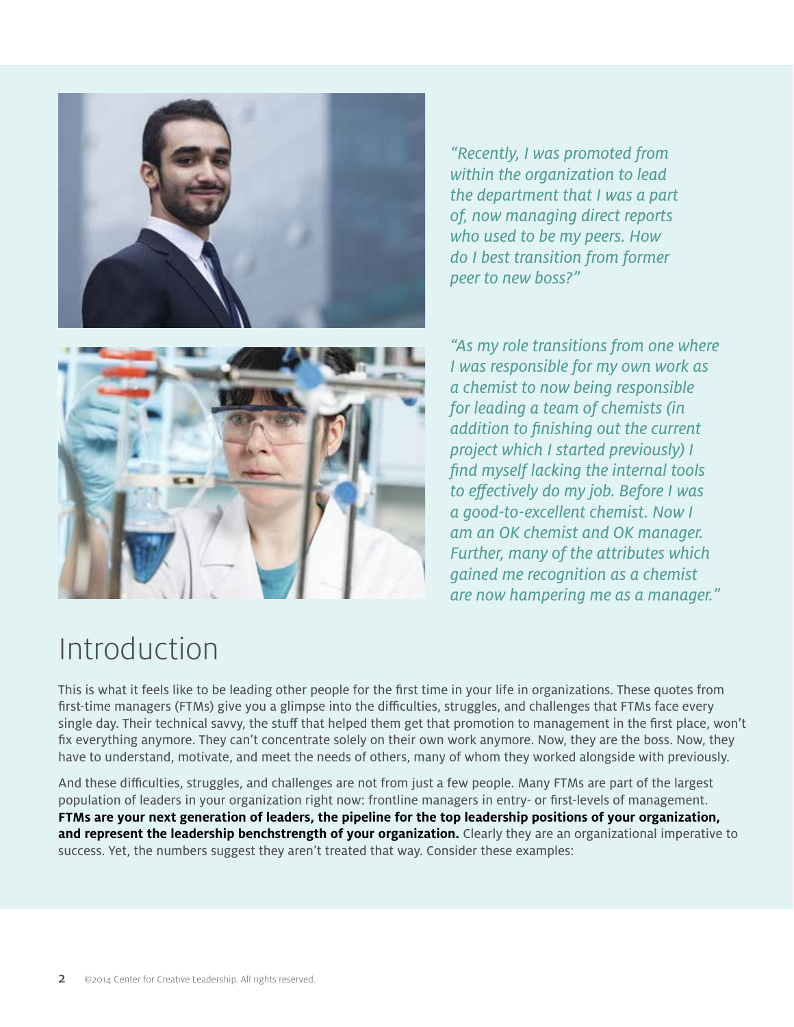*"Recently, I was promoted from within the organization to lead the department that I was a part of, now managing direct reports who used to be my peers. How do I best transition from former peer to new boss?"*

*"As my role transitions from one where I was responsible for my own work as a chemist to now being responsible for leading a team of chemists (in addition to finishing out the current project which I started previously) I find myself lacking the internal tools to effectively do my job. Before I was a good-to-excellent chemist. Now I am an OK chemist and OK manager. Further, many of the attributes which gained me recognition as a chemist are now hampering me as a manager."*

# Introduction

This is what it feels like to be leading other people for the first time in your life in organizations. These quotes from first-time managers (FTMs) give you a glimpse into the difficulties, struggles, and challenges that FTMs face every single day. Their technical savvy, the stuff that helped them get that promotion to management in the first place, won't fix everything anymore. They can't concentrate solely on their own work anymore. Now, they are the boss. Now, they have to understand, motivate, and meet the needs of others, many of whom they worked alongside with previously.

And these difficulties, struggles, and challenges are not from just a few people. Many FTMs are part of the largest population of leaders in your organization right now: frontline managers in entry- or first-levels of management. **FTMs are your next generation of leaders, the pipeline for the top leadership positions of your organization, and represent the leadership benchstrength of your organization.** Clearly they are an organizational imperative to success. Yet, the numbers suggest they aren't treated that way. Consider these examples: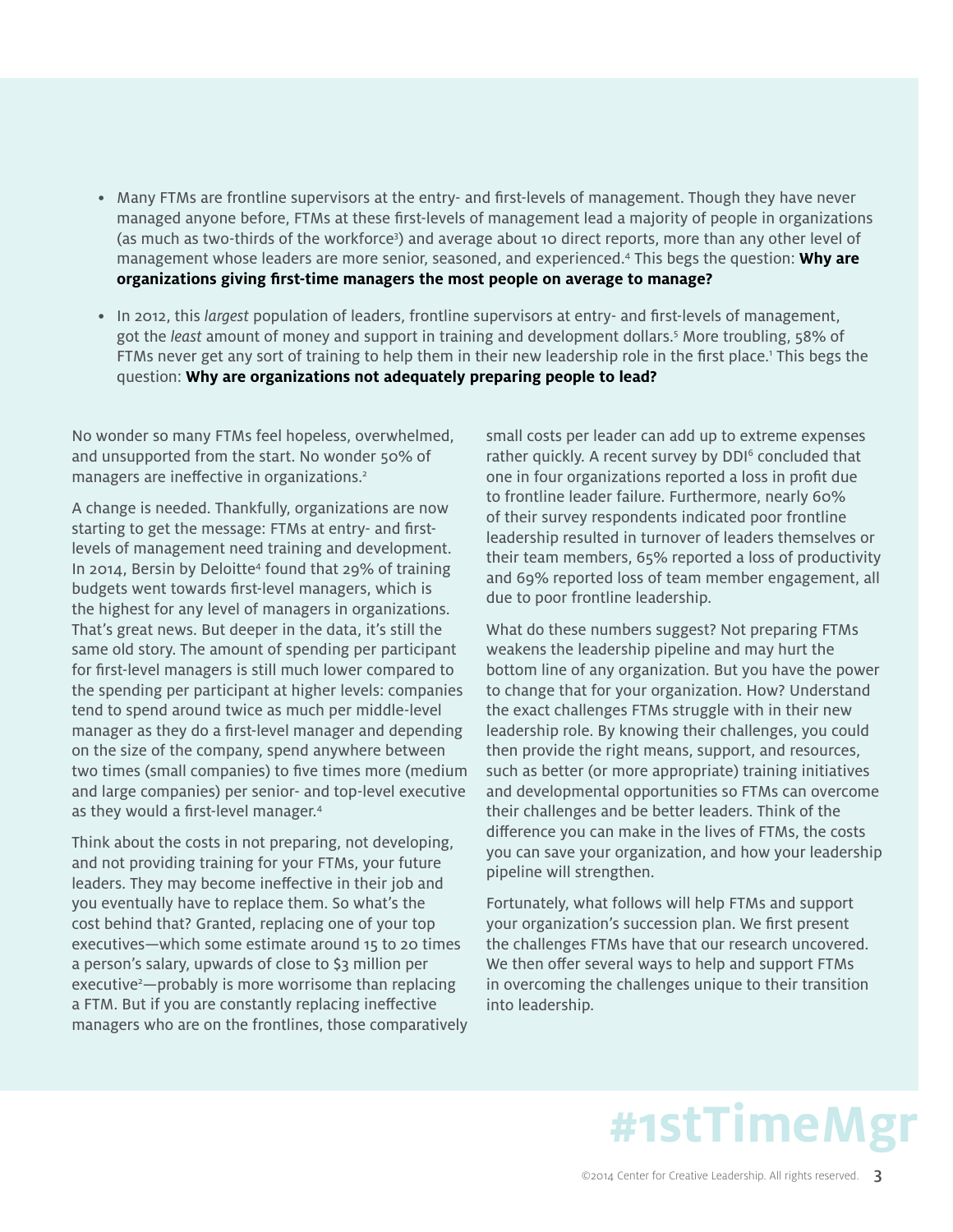- Many FTMs are frontline supervisors at the entry- and first-levels of management. Though they have never managed anyone before, FTMs at these first-levels of management lead a majority of people in organizations (as much as two-thirds of the workforce[3]) and average about 10 direct reports, more than any other level of management whose leaders are more senior, seasoned, and experienced.[4] This begs the question: **Why are organizations giving first-time managers the most people on average to manage?**

- In 2012, this *largest* population of leaders, frontline supervisors at entry- and first-levels of management, got the *least* amount of money and support in training and development dollars.[5] More troubling, 58% of FTMs never get any sort of training to help them in their new leadership role in the first place.[1] This begs the question: **Why are organizations not adequately preparing people to lead?**

No wonder so many FTMs feel hopeless, overwhelmed, and unsupported from the start. No wonder 50% of managers are ineffective in organizations.[2]

A change is needed. Thankfully, organizations are now starting to get the message: FTMs at entry- and first-levels of management need training and development. In 2014, Bersin by Deloitte[4] found that 29% of training budgets went towards first-level managers, which is the highest for any level of managers in organizations. That's great news. But deeper in the data, it's still the same old story. The amount of spending per participant for first-level managers is still much lower compared to the spending per participant at higher levels: companies tend to spend around twice as much per middle-level manager as they do a first-level manager and depending on the size of the company, spend anywhere between two times (small companies) to five times more (medium and large companies) per senior- and top-level executive as they would a first-level manager.[4]

Think about the costs in not preparing, not developing, and not providing training for your FTMs, your future leaders. They may become ineffective in their job and you eventually have to replace them. So what's the cost behind that? Granted, replacing one of your top executives—which some estimate around 15 to 20 times a person's salary, upwards of close to $3 million per executive[2]—probably is more worrisome than replacing a FTM. But if you are constantly replacing ineffective managers who are on the frontlines, those comparatively small costs per leader can add up to extreme expenses rather quickly. A recent survey by DDI[6] concluded that one in four organizations reported a loss in profit due to frontline leader failure. Furthermore, nearly 60% of their survey respondents indicated poor frontline leadership resulted in turnover of leaders themselves or their team members, 65% reported a loss of productivity and 69% reported loss of team member engagement, all due to poor frontline leadership.

What do these numbers suggest? Not preparing FTMs weakens the leadership pipeline and may hurt the bottom line of any organization. But you have the power to change that for your organization. How? Understand the exact challenges FTMs struggle with in their new leadership role. By knowing their challenges, you could then provide the right means, support, and resources, such as better (or more appropriate) training initiatives and developmental opportunities so FTMs can overcome their challenges and be better leaders. Think of the difference you can make in the lives of FTMs, the costs you can save your organization, and how your leadership pipeline will strengthen.

Fortunately, what follows will help FTMs and support your organization's succession plan. We first present the challenges FTMs have that our research uncovered. We then offer several ways to help and support FTMs in overcoming the challenges unique to their transition into leadership.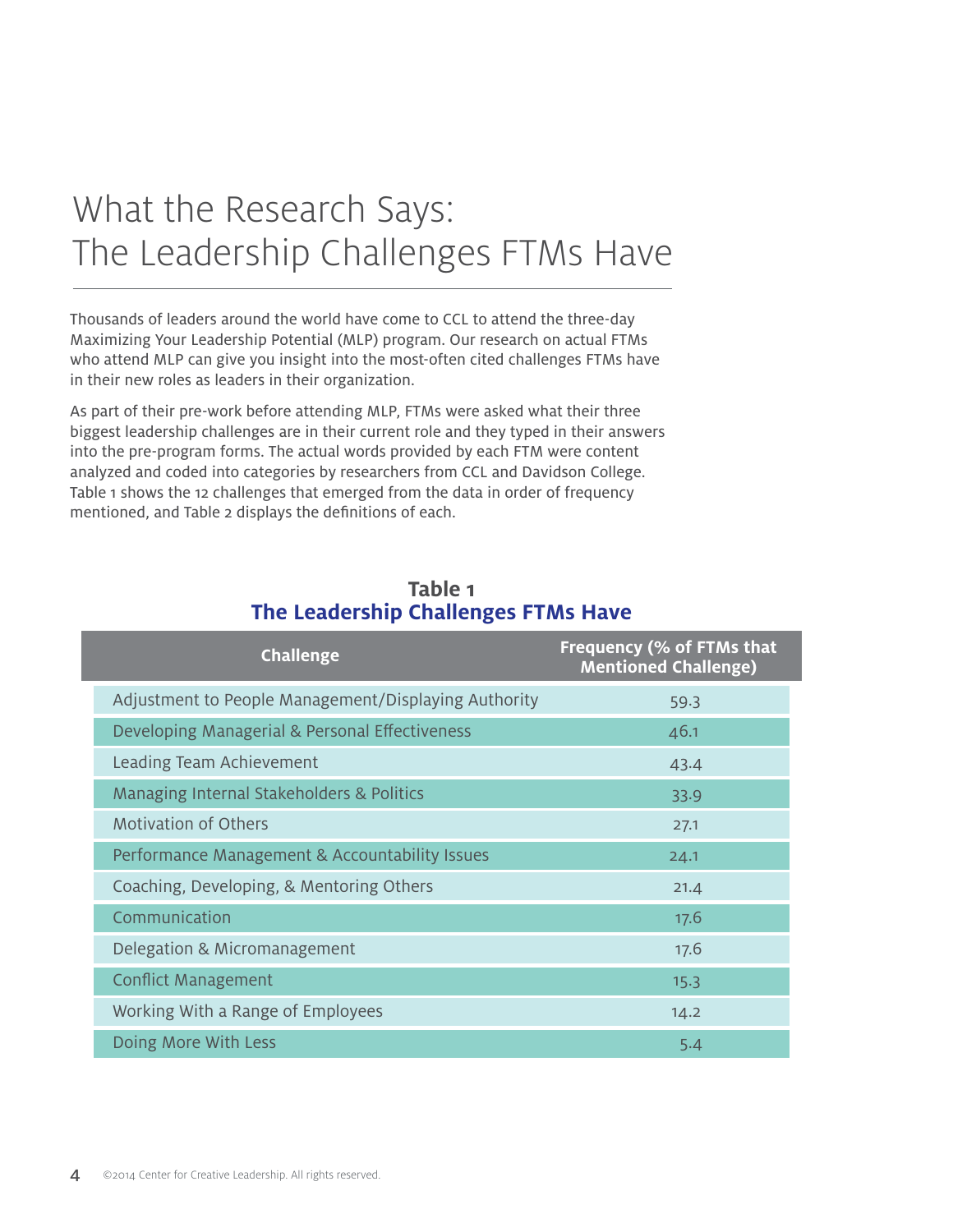# What the Research Says: The Leadership Challenges FTMs Have

Thousands of leaders around the world have come to CCL to attend the three-day Maximizing Your Leadership Potential (MLP) program. Our research on actual FTMs who attend MLP can give you insight into the most-often cited challenges FTMs have in their new roles as leaders in their organization.

As part of their pre-work before attending MLP, FTMs were asked what their three biggest leadership challenges are in their current role and they typed in their answers into the pre-program forms. The actual words provided by each FTM were content analyzed and coded into categories by researchers from CCL and Davidson College. Table 1 shows the 12 challenges that emerged from the data in order of frequency mentioned, and Table 2 displays the definitions of each.

**Table 1**
**The Leadership Challenges FTMs Have**

| Challenge | Frequency (% of FTMs that Mentioned Challenge) |
|---|---|
| Adjustment to People Management/Displaying Authority | 59.3 |
| Developing Managerial & Personal Effectiveness | 46.1 |
| Leading Team Achievement | 43.4 |
| Managing Internal Stakeholders & Politics | 33.9 |
| Motivation of Others | 27.1 |
| Performance Management & Accountability Issues | 24.1 |
| Coaching, Developing, & Mentoring Others | 21.4 |
| Communication | 17.6 |
| Delegation & Micromanagement | 17.6 |
| Conflict Management | 15.3 |
| Working With a Range of Employees | 14.2 |
| Doing More With Less | 5.4 |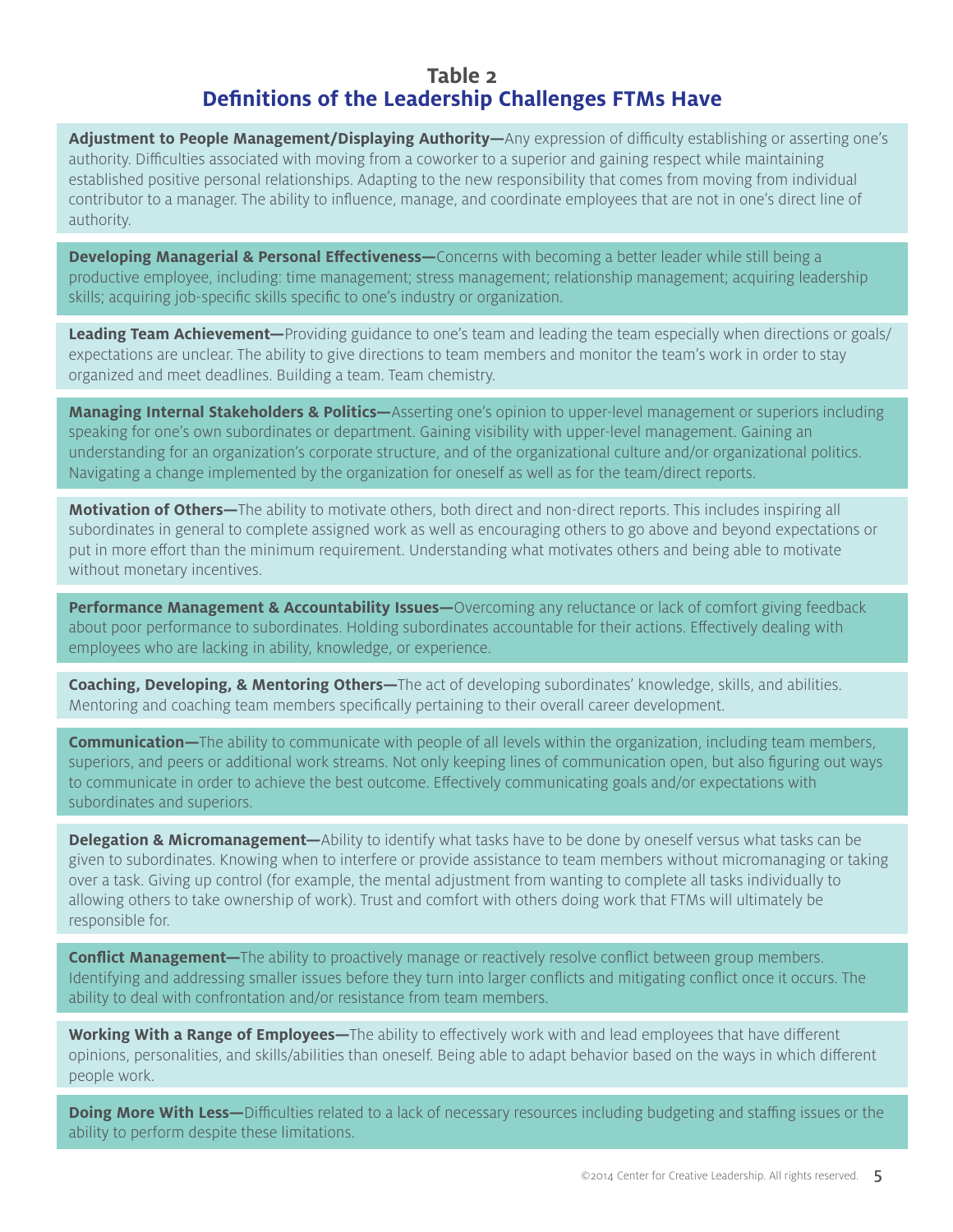## Table 2
## Definitions of the Leadership Challenges FTMs Have

**Adjustment to People Management/Displaying Authority—**Any expression of difficulty establishing or asserting one's authority. Difficulties associated with moving from a coworker to a superior and gaining respect while maintaining established positive personal relationships. Adapting to the new responsibility that comes from moving from individual contributor to a manager. The ability to influence, manage, and coordinate employees that are not in one's direct line of authority.

**Developing Managerial & Personal Effectiveness—**Concerns with becoming a better leader while still being a productive employee, including: time management; stress management; relationship management; acquiring leadership skills; acquiring job-specific skills specific to one's industry or organization.

**Leading Team Achievement—**Providing guidance to one's team and leading the team especially when directions or goals/expectations are unclear. The ability to give directions to team members and monitor the team's work in order to stay organized and meet deadlines. Building a team. Team chemistry.

**Managing Internal Stakeholders & Politics—**Asserting one's opinion to upper-level management or superiors including speaking for one's own subordinates or department. Gaining visibility with upper-level management. Gaining an understanding for an organization's corporate structure, and of the organizational culture and/or organizational politics. Navigating a change implemented by the organization for oneself as well as for the team/direct reports.

**Motivation of Others—**The ability to motivate others, both direct and non-direct reports. This includes inspiring all subordinates in general to complete assigned work as well as encouraging others to go above and beyond expectations or put in more effort than the minimum requirement. Understanding what motivates others and being able to motivate without monetary incentives.

**Performance Management & Accountability Issues—**Overcoming any reluctance or lack of comfort giving feedback about poor performance to subordinates. Holding subordinates accountable for their actions. Effectively dealing with employees who are lacking in ability, knowledge, or experience.

**Coaching, Developing, & Mentoring Others—**The act of developing subordinates' knowledge, skills, and abilities. Mentoring and coaching team members specifically pertaining to their overall career development.

**Communication—**The ability to communicate with people of all levels within the organization, including team members, superiors, and peers or additional work streams. Not only keeping lines of communication open, but also figuring out ways to communicate in order to achieve the best outcome. Effectively communicating goals and/or expectations with subordinates and superiors.

**Delegation & Micromanagement—**Ability to identify what tasks have to be done by oneself versus what tasks can be given to subordinates. Knowing when to interfere or provide assistance to team members without micromanaging or taking over a task. Giving up control (for example, the mental adjustment from wanting to complete all tasks individually to allowing others to take ownership of work). Trust and comfort with others doing work that FTMs will ultimately be responsible for.

**Conflict Management—**The ability to proactively manage or reactively resolve conflict between group members. Identifying and addressing smaller issues before they turn into larger conflicts and mitigating conflict once it occurs. The ability to deal with confrontation and/or resistance from team members.

**Working With a Range of Employees—**The ability to effectively work with and lead employees that have different opinions, personalities, and skills/abilities than oneself. Being able to adapt behavior based on the ways in which different people work.

**Doing More With Less—**Difficulties related to a lack of necessary resources including budgeting and staffing issues or the ability to perform despite these limitations.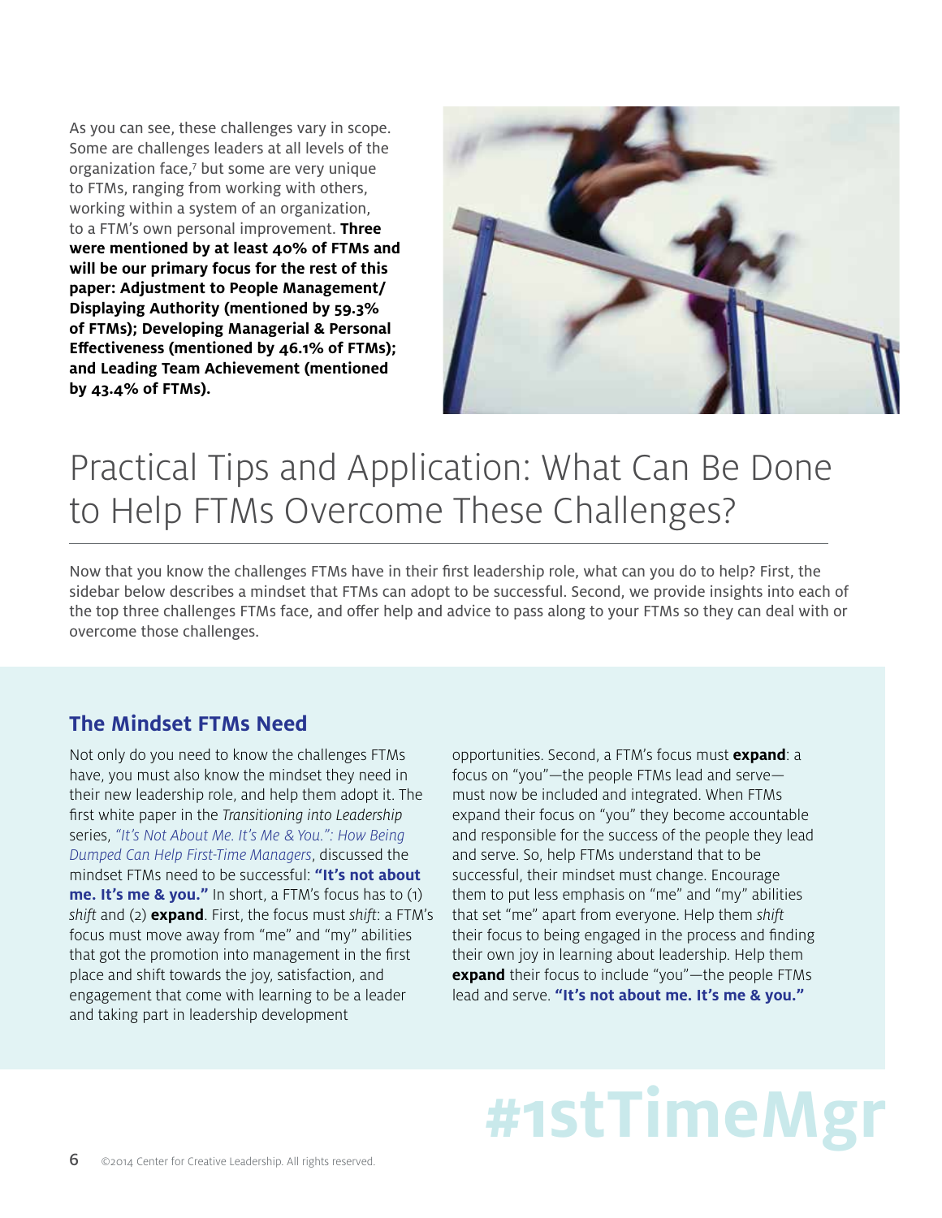As you can see, these challenges vary in scope. Some are challenges leaders at all levels of the organization face,[7] but some are very unique to FTMs, ranging from working with others, working within a system of an organization, to a FTM's own personal improvement. **Three were mentioned by at least 40% of FTMs and will be our primary focus for the rest of this paper: Adjustment to People Management/ Displaying Authority (mentioned by 59.3% of FTMs); Developing Managerial & Personal Effectiveness (mentioned by 46.1% of FTMs); and Leading Team Achievement (mentioned by 43.4% of FTMs).**

# Practical Tips and Application: What Can Be Done to Help FTMs Overcome These Challenges?

Now that you know the challenges FTMs have in their first leadership role, what can you do to help? First, the sidebar below describes a mindset that FTMs can adopt to be successful. Second, we provide insights into each of the top three challenges FTMs face, and offer help and advice to pass along to your FTMs so they can deal with or overcome those challenges.

## The Mindset FTMs Need

Not only do you need to know the challenges FTMs have, you must also know the mindset they need in their new leadership role, and help them adopt it. The first white paper in the *Transitioning into Leadership* series, *"It's Not About Me. It's Me & You.": How Being Dumped Can Help First-Time Managers*, discussed the mindset FTMs need to be successful: **"It's not about me. It's me & you."** In short, a FTM's focus has to (1) *shift* and (2) **expand**. First, the focus must *shift*: a FTM's focus must move away from "me" and "my" abilities that got the promotion into management in the first place and shift towards the joy, satisfaction, and engagement that come with learning to be a leader and taking part in leadership development opportunities. Second, a FTM's focus must **expand**: a focus on "you"—the people FTMs lead and serve—must now be included and integrated. When FTMs expand their focus on "you" they become accountable and responsible for the success of the people they lead and serve. So, help FTMs understand that to be successful, their mindset must change. Encourage them to put less emphasis on "me" and "my" abilities that set "me" apart from everyone. Help them *shift* their focus to being engaged in the process and finding their own joy in learning about leadership. Help them **expand** their focus to include "you"—the people FTMs lead and serve. **"It's not about me. It's me & you."**

#1stTimeMgr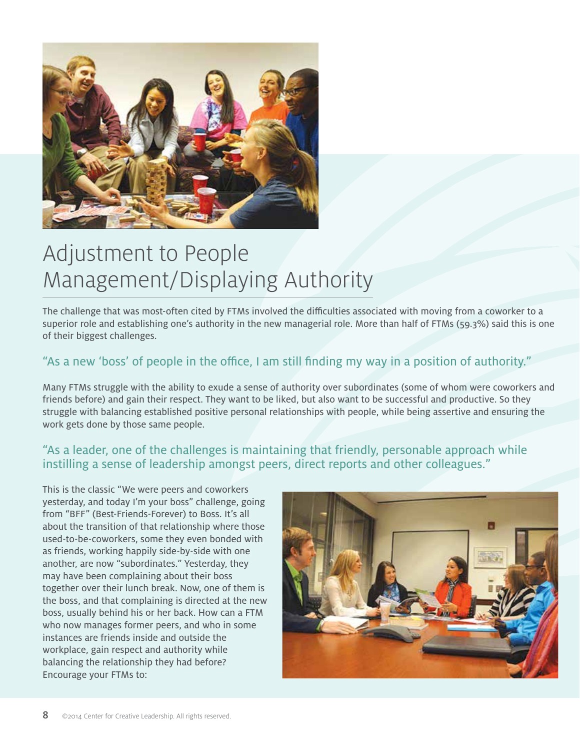# Adjustment to People Management/Displaying Authority

The challenge that was most-often cited by FTMs involved the difficulties associated with moving from a coworker to a superior role and establishing one's authority in the new managerial role. More than half of FTMs (59.3%) said this is one of their biggest challenges.

> "As a new 'boss' of people in the office, I am still finding my way in a position of authority."

Many FTMs struggle with the ability to exude a sense of authority over subordinates (some of whom were coworkers and friends before) and gain their respect. They want to be liked, but also want to be successful and productive. So they struggle with balancing established positive personal relationships with people, while being assertive and ensuring the work gets done by those same people.

> "As a leader, one of the challenges is maintaining that friendly, personable approach while instilling a sense of leadership amongst peers, direct reports and other colleagues."

This is the classic "We were peers and coworkers yesterday, and today I'm your boss" challenge, going from "BFF" (Best-Friends-Forever) to Boss. It's all about the transition of that relationship where those used-to-be-coworkers, some they even bonded with as friends, working happily side-by-side with one another, are now "subordinates." Yesterday, they may have been complaining about their boss together over their lunch break. Now, one of them is the boss, and that complaining is directed at the new boss, usually behind his or her back. How can a FTM who now manages former peers, and who in some instances are friends inside and outside the workplace, gain respect and authority while balancing the relationship they had before? Encourage your FTMs to: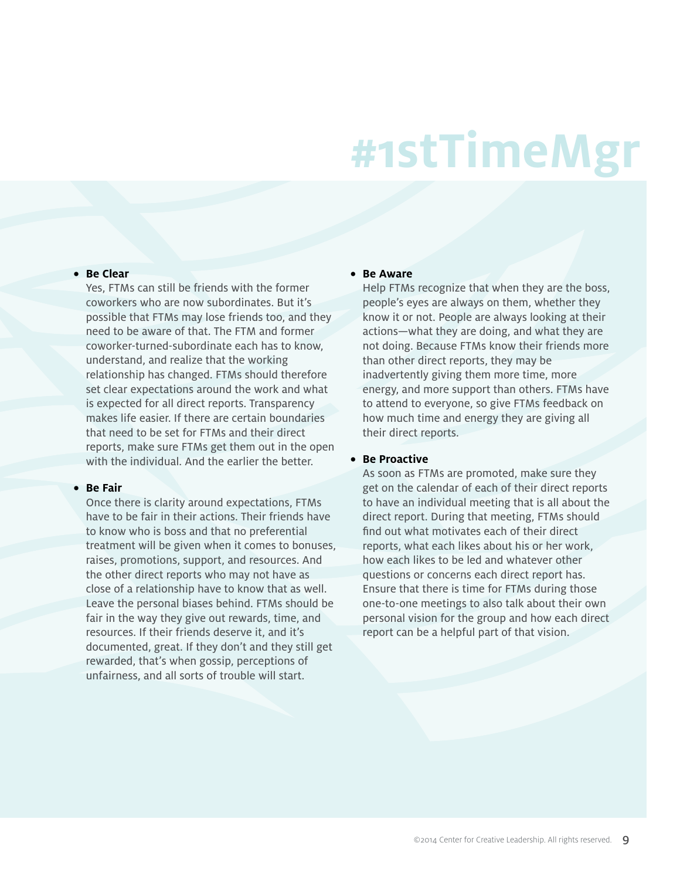# #1stTimeMgr

- **Be Clear**
  Yes, FTMs can still be friends with the former coworkers who are now subordinates. But it's possible that FTMs may lose friends too, and they need to be aware of that. The FTM and former coworker-turned-subordinate each has to know, understand, and realize that the working relationship has changed. FTMs should therefore set clear expectations around the work and what is expected for all direct reports. Transparency makes life easier. If there are certain boundaries that need to be set for FTMs and their direct reports, make sure FTMs get them out in the open with the individual. And the earlier the better.

- **Be Fair**
  Once there is clarity around expectations, FTMs have to be fair in their actions. Their friends have to know who is boss and that no preferential treatment will be given when it comes to bonuses, raises, promotions, support, and resources. And the other direct reports who may not have as close of a relationship have to know that as well. Leave the personal biases behind. FTMs should be fair in the way they give out rewards, time, and resources. If their friends deserve it, and it's documented, great. If they don't and they still get rewarded, that's when gossip, perceptions of unfairness, and all sorts of trouble will start.

- **Be Aware**
  Help FTMs recognize that when they are the boss, people's eyes are always on them, whether they know it or not. People are always looking at their actions—what they are doing, and what they are not doing. Because FTMs know their friends more than other direct reports, they may be inadvertently giving them more time, more energy, and more support than others. FTMs have to attend to everyone, so give FTMs feedback on how much time and energy they are giving all their direct reports.

- **Be Proactive**
  As soon as FTMs are promoted, make sure they get on the calendar of each of their direct reports to have an individual meeting that is all about the direct report. During that meeting, FTMs should find out what motivates each of their direct reports, what each likes about his or her work, how each likes to be led and whatever other questions or concerns each direct report has. Ensure that there is time for FTMs during those one-to-one meetings to also talk about their own personal vision for the group and how each direct report can be a helpful part of that vision.

©2014 Center for Creative Leadership. All rights reserved.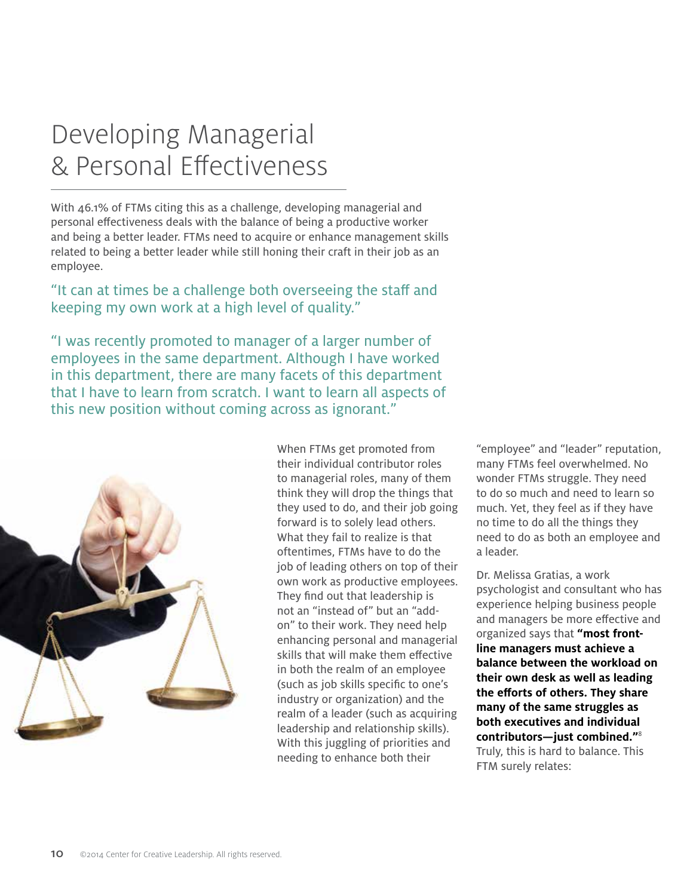# Developing Managerial & Personal Effectiveness

With 46.1% of FTMs citing this as a challenge, developing managerial and personal effectiveness deals with the balance of being a productive worker and being a better leader. FTMs need to acquire or enhance management skills related to being a better leader while still honing their craft in their job as an employee.

"It can at times be a challenge both overseeing the staff and keeping my own work at a high level of quality."

"I was recently promoted to manager of a larger number of employees in the same department. Although I have worked in this department, there are many facets of this department that I have to learn from scratch. I want to learn all aspects of this new position without coming across as ignorant."

When FTMs get promoted from their individual contributor roles to managerial roles, many of them think they will drop the things that they used to do, and their job going forward is to solely lead others. What they fail to realize is that oftentimes, FTMs have to do the job of leading others on top of their own work as productive employees. They find out that leadership is not an "instead of" but an "add-on" to their work. They need help enhancing personal and managerial skills that will make them effective in both the realm of an employee (such as job skills specific to one's industry or organization) and the realm of a leader (such as acquiring leadership and relationship skills). With this juggling of priorities and needing to enhance both their "employee" and "leader" reputation, many FTMs feel overwhelmed. No wonder FTMs struggle. They need to do so much and need to learn so much. Yet, they feel as if they have no time to do all the things they need to do as both an employee and a leader.

Dr. Melissa Gratias, a work psychologist and consultant who has experience helping business people and managers be more effective and organized says that **"most front-line managers must achieve a balance between the workload on their own desk as well as leading the efforts of others. They share many of the same struggles as both executives and individual contributors—just combined."**[8] Truly, this is hard to balance. This FTM surely relates: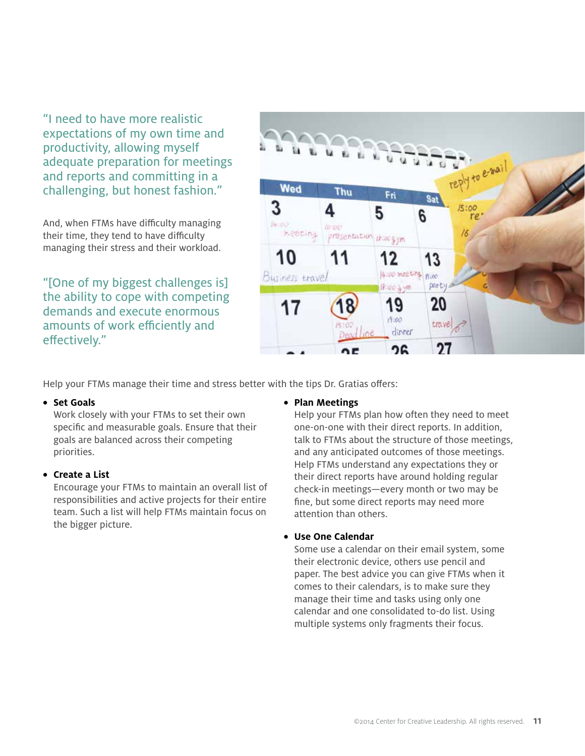"I need to have more realistic expectations of my own time and productivity, allowing myself adequate preparation for meetings and reports and committing in a challenging, but honest fashion."

And, when FTMs have difficulty managing their time, they tend to have difficulty managing their stress and their workload.

"[One of my biggest challenges is] the ability to cope with competing demands and execute enormous amounts of work efficiently and effectively."

Help your FTMs manage their time and stress better with the tips Dr. Gratias offers:

- **Set Goals**
  Work closely with your FTMs to set their own specific and measurable goals. Ensure that their goals are balanced across their competing priorities.

- **Create a List**
  Encourage your FTMs to maintain an overall list of responsibilities and active projects for their entire team. Such a list will help FTMs maintain focus on the bigger picture.

- **Plan Meetings**
  Help your FTMs plan how often they need to meet one-on-one with their direct reports. In addition, talk to FTMs about the structure of those meetings, and any anticipated outcomes of those meetings. Help FTMs understand any expectations they or their direct reports have around holding regular check-in meetings—every month or two may be fine, but some direct reports may need more attention than others.

- **Use One Calendar**
  Some use a calendar on their email system, some their electronic device, others use pencil and paper. The best advice you can give FTMs when it comes to their calendars, is to make sure they manage their time and tasks using only one calendar and one consolidated to-do list. Using multiple systems only fragments their focus.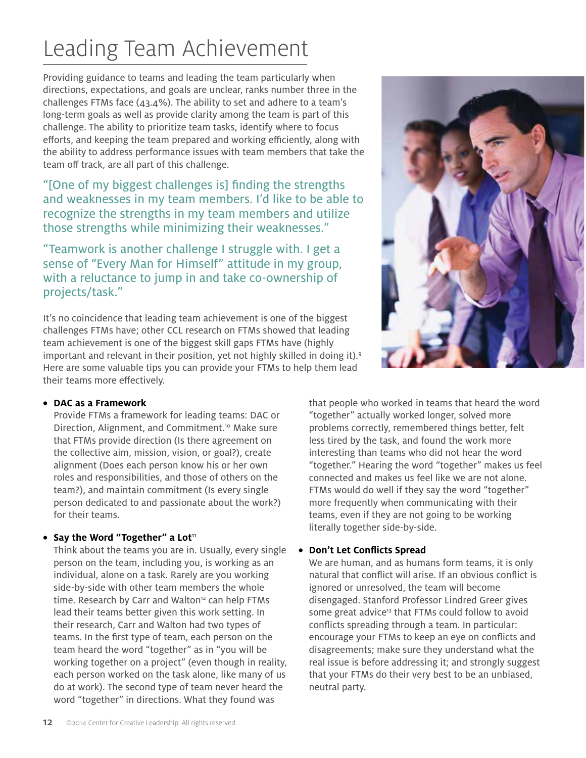# Leading Team Achievement

Providing guidance to teams and leading the team particularly when directions, expectations, and goals are unclear, ranks number three in the challenges FTMs face (43.4%). The ability to set and adhere to a team's long-term goals as well as provide clarity among the team is part of this challenge. The ability to prioritize team tasks, identify where to focus efforts, and keeping the team prepared and working efficiently, along with the ability to address performance issues with team members that take the team off track, are all part of this challenge.

"[One of my biggest challenges is] finding the strengths and weaknesses in my team members. I'd like to be able to recognize the strengths in my team members and utilize those strengths while minimizing their weaknesses."

"Teamwork is another challenge I struggle with. I get a sense of "Every Man for Himself" attitude in my group, with a reluctance to jump in and take co-ownership of projects/task."

It's no coincidence that leading team achievement is one of the biggest challenges FTMs have; other CCL research on FTMs showed that leading team achievement is one of the biggest skill gaps FTMs have (highly important and relevant in their position, yet not highly skilled in doing it).[9] Here are some valuable tips you can provide your FTMs to help them lead their teams more effectively.

- **DAC as a Framework**
  Provide FTMs a framework for leading teams: DAC or Direction, Alignment, and Commitment.[10] Make sure that FTMs provide direction (Is there agreement on the collective aim, mission, vision, or goal?), create alignment (Does each person know his or her own roles and responsibilities, and those of others on the team?), and maintain commitment (Is every single person dedicated to and passionate about the work?) for their teams.

- **Say the Word "Together" a Lot**[11]
  Think about the teams you are in. Usually, every single person on the team, including you, is working as an individual, alone on a task. Rarely are you working side-by-side with other team members the whole time. Research by Carr and Walton[12] can help FTMs lead their teams better given this work setting. In their research, Carr and Walton had two types of teams. In the first type of team, each person on the team heard the word "together" as in "you will be working together on a project" (even though in reality, each person worked on the task alone, like many of us do at work). The second type of team never heard the word "together" in directions. What they found was that people who worked in teams that heard the word "together" actually worked longer, solved more problems correctly, remembered things better, felt less tired by the task, and found the work more interesting than teams who did not hear the word "together." Hearing the word "together" makes us feel connected and makes us feel like we are not alone. FTMs would do well if they say the word "together" more frequently when communicating with their teams, even if they are not going to be working literally together side-by-side.

- **Don't Let Conflicts Spread**
  We are human, and as humans form teams, it is only natural that conflict will arise. If an obvious conflict is ignored or unresolved, the team will become disengaged. Stanford Professor Lindred Greer gives some great advice[13] that FTMs could follow to avoid conflicts spreading through a team. In particular: encourage your FTMs to keep an eye on conflicts and disagreements; make sure they understand what the real issue is before addressing it; and strongly suggest that your FTMs do their very best to be an unbiased, neutral party.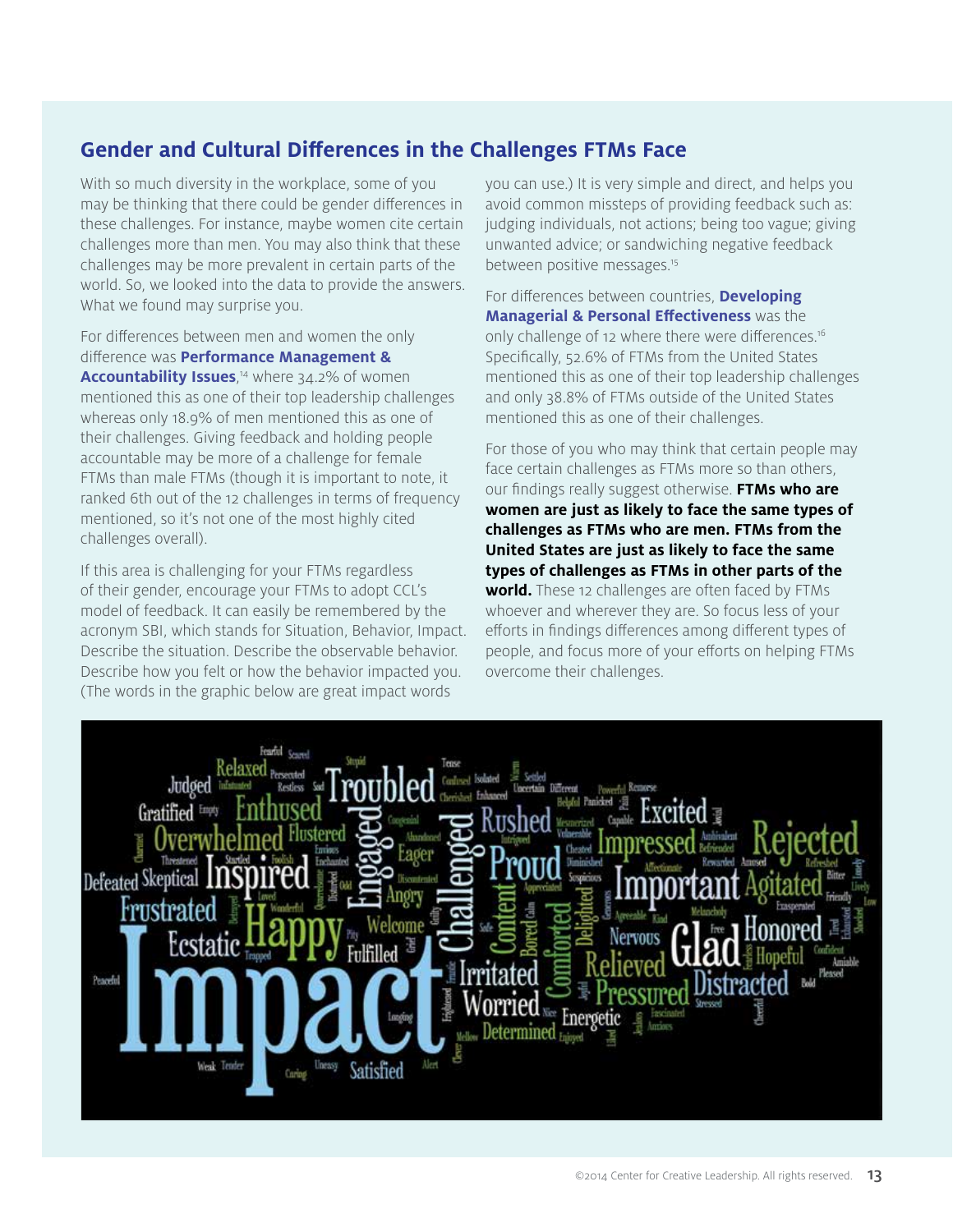## Gender and Cultural Differences in the Challenges FTMs Face

With so much diversity in the workplace, some of you may be thinking that there could be gender differences in these challenges. For instance, maybe women cite certain challenges more than men. You may also think that these challenges may be more prevalent in certain parts of the world. So, we looked into the data to provide the answers. What we found may surprise you.

For differences between men and women the only difference was **Performance Management & Accountability Issues**,[14] where 34.2% of women mentioned this as one of their top leadership challenges whereas only 18.9% of men mentioned this as one of their challenges. Giving feedback and holding people accountable may be more of a challenge for female FTMs than male FTMs (though it is important to note, it ranked 6th out of the 12 challenges in terms of frequency mentioned, so it's not one of the most highly cited challenges overall).

If this area is challenging for your FTMs regardless of their gender, encourage your FTMs to adopt CCL's model of feedback. It can easily be remembered by the acronym SBI, which stands for Situation, Behavior, Impact. Describe the situation. Describe the observable behavior. Describe how you felt or how the behavior impacted you. (The words in the graphic below are great impact words you can use.) It is very simple and direct, and helps you avoid common missteps of providing feedback such as: judging individuals, not actions; being too vague; giving unwanted advice; or sandwiching negative feedback between positive messages.[15]

For differences between countries, **Developing Managerial & Personal Effectiveness** was the only challenge of 12 where there were differences.[16] Specifically, 52.6% of FTMs from the United States mentioned this as one of their top leadership challenges and only 38.8% of FTMs outside of the United States mentioned this as one of their challenges.

For those of you who may think that certain people may face certain challenges as FTMs more so than others, our findings really suggest otherwise. **FTMs who are women are just as likely to face the same types of challenges as FTMs who are men. FTMs from the United States are just as likely to face the same types of challenges as FTMs in other parts of the world.** These 12 challenges are often faced by FTMs whoever and wherever they are. So focus less of your efforts in findings differences among different types of people, and focus more of your efforts on helping FTMs overcome their challenges.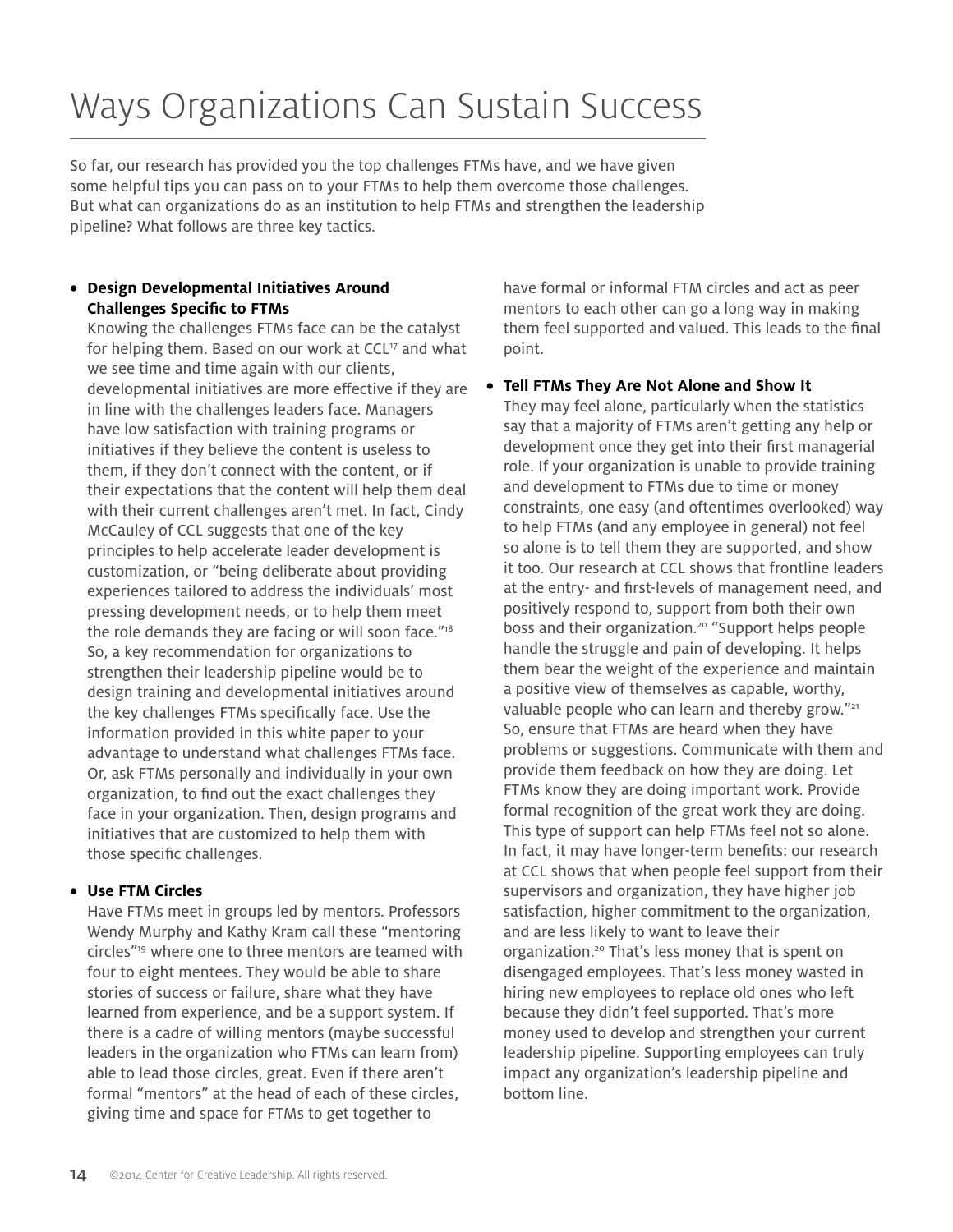# Ways Organizations Can Sustain Success

So far, our research has provided you the top challenges FTMs have, and we have given some helpful tips you can pass on to your FTMs to help them overcome those challenges. But what can organizations do as an institution to help FTMs and strengthen the leadership pipeline? What follows are three key tactics.

- **Design Developmental Initiatives Around Challenges Specific to FTMs**
  Knowing the challenges FTMs face can be the catalyst for helping them. Based on our work at CCL[17] and what we see time and time again with our clients, developmental initiatives are more effective if they are in line with the challenges leaders face. Managers have low satisfaction with training programs or initiatives if they believe the content is useless to them, if they don't connect with the content, or if their expectations that the content will help them deal with their current challenges aren't met. In fact, Cindy McCauley of CCL suggests that one of the key principles to help accelerate leader development is customization, or "being deliberate about providing experiences tailored to address the individuals' most pressing development needs, or to help them meet the role demands they are facing or will soon face."[18] So, a key recommendation for organizations to strengthen their leadership pipeline would be to design training and developmental initiatives around the key challenges FTMs specifically face. Use the information provided in this white paper to your advantage to understand what challenges FTMs face. Or, ask FTMs personally and individually in your own organization, to find out the exact challenges they face in your organization. Then, design programs and initiatives that are customized to help them with those specific challenges.

- **Use FTM Circles**
  Have FTMs meet in groups led by mentors. Professors Wendy Murphy and Kathy Kram call these "mentoring circles"[19] where one to three mentors are teamed with four to eight mentees. They would be able to share stories of success or failure, share what they have learned from experience, and be a support system. If there is a cadre of willing mentors (maybe successful leaders in the organization who FTMs can learn from) able to lead those circles, great. Even if there aren't formal "mentors" at the head of each of these circles, giving time and space for FTMs to get together to have formal or informal FTM circles and act as peer mentors to each other can go a long way in making them feel supported and valued. This leads to the final point.

- **Tell FTMs They Are Not Alone and Show It**
  They may feel alone, particularly when the statistics say that a majority of FTMs aren't getting any help or development once they get into their first managerial role. If your organization is unable to provide training and development to FTMs due to time or money constraints, one easy (and oftentimes overlooked) way to help FTMs (and any employee in general) not feel so alone is to tell them they are supported, and show it too. Our research at CCL shows that frontline leaders at the entry- and first-levels of management need, and positively respond to, support from both their own boss and their organization.[20] "Support helps people handle the struggle and pain of developing. It helps them bear the weight of the experience and maintain a positive view of themselves as capable, worthy, valuable people who can learn and thereby grow."[21] So, ensure that FTMs are heard when they have problems or suggestions. Communicate with them and provide them feedback on how they are doing. Let FTMs know they are doing important work. Provide formal recognition of the great work they are doing. This type of support can help FTMs feel not so alone. In fact, it may have longer-term benefits: our research at CCL shows that when people feel support from their supervisors and organization, they have higher job satisfaction, higher commitment to the organization, and are less likely to want to leave their organization.[20] That's less money that is spent on disengaged employees. That's less money wasted in hiring new employees to replace old ones who left because they didn't feel supported. That's more money used to develop and strengthen your current leadership pipeline. Supporting employees can truly impact any organization's leadership pipeline and bottom line.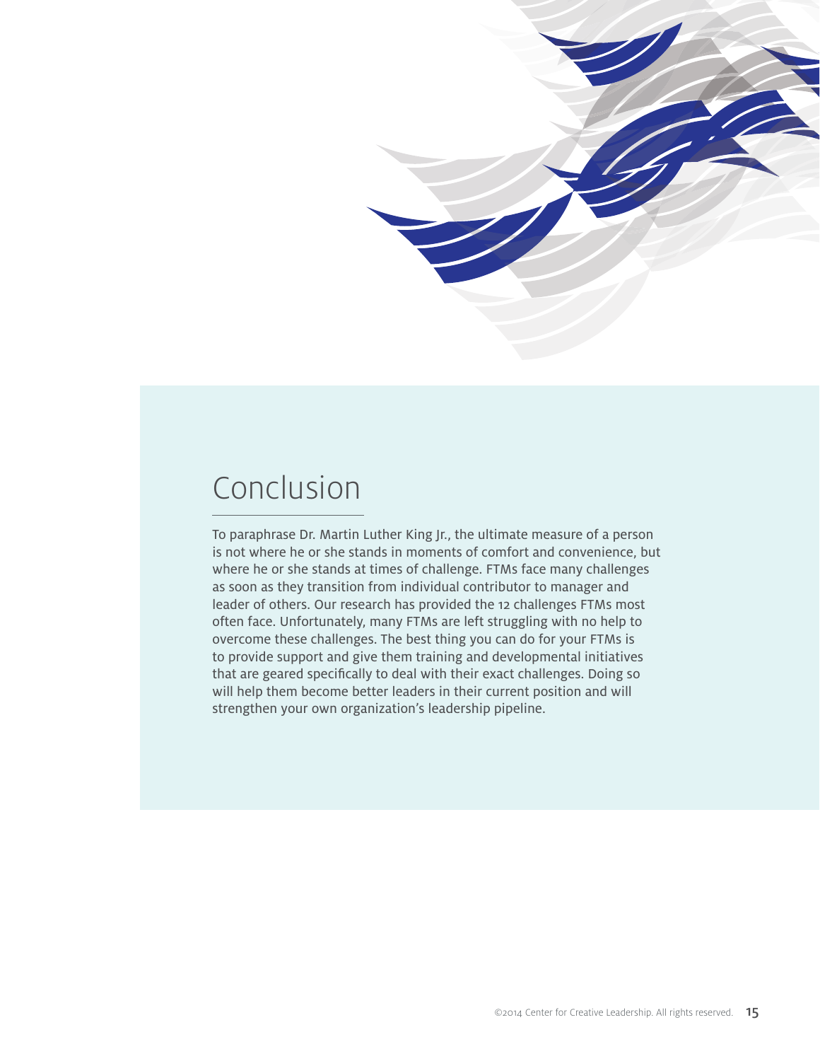## Conclusion

To paraphrase Dr. Martin Luther King Jr., the ultimate measure of a person is not where he or she stands in moments of comfort and convenience, but where he or she stands at times of challenge. FTMs face many challenges as soon as they transition from individual contributor to manager and leader of others. Our research has provided the 12 challenges FTMs most often face. Unfortunately, many FTMs are left struggling with no help to overcome these challenges. The best thing you can do for your FTMs is to provide support and give them training and developmental initiatives that are geared specifically to deal with their exact challenges. Doing so will help them become better leaders in their current position and will strengthen your own organization's leadership pipeline.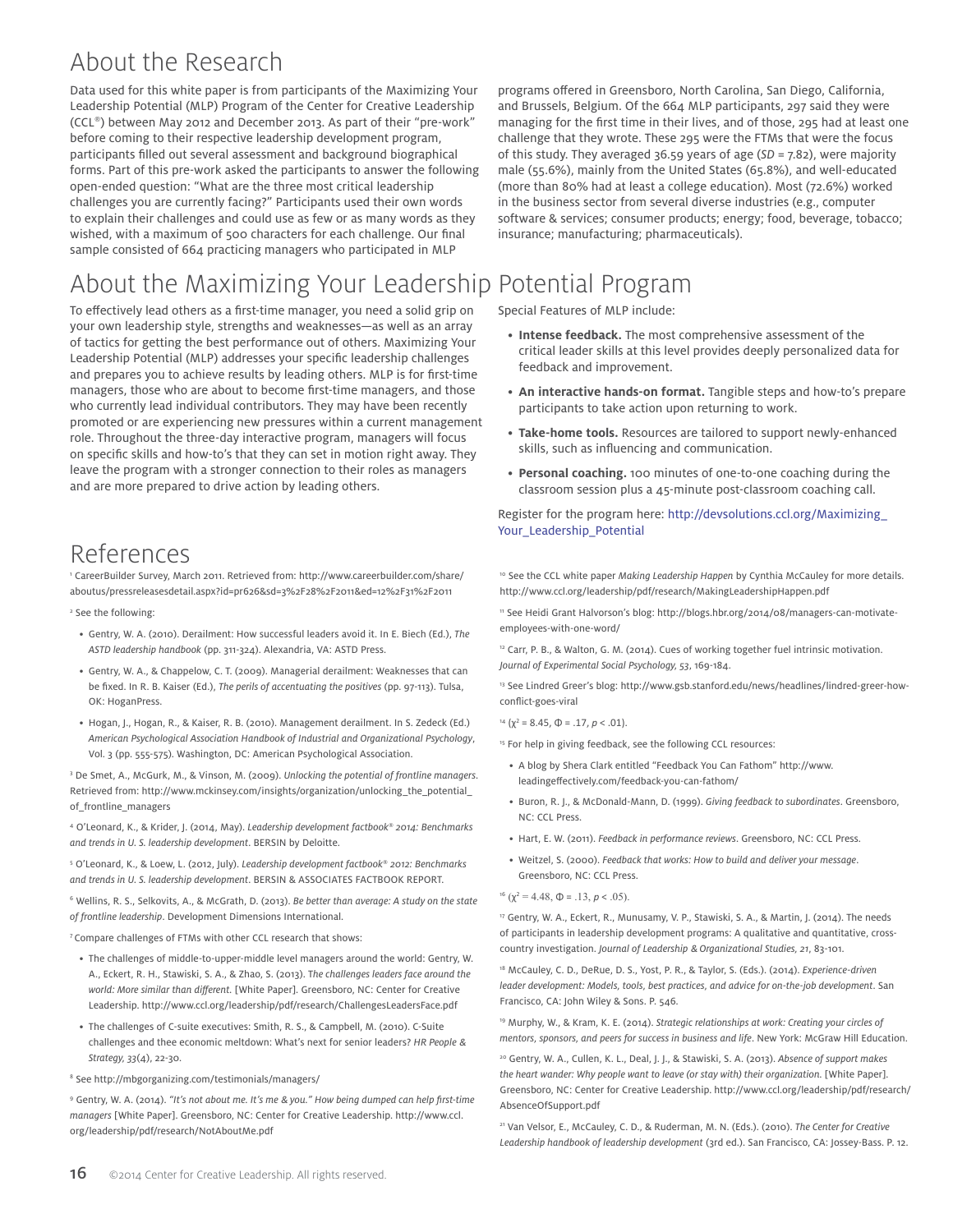## About the Research

Data used for this white paper is from participants of the Maximizing Your Leadership Potential (MLP) Program of the Center for Creative Leadership (CCL®) between May 2012 and December 2013. As part of their "pre-work" before coming to their respective leadership development program, participants filled out several assessment and background biographical forms. Part of this pre-work asked the participants to answer the following open-ended question: "What are the three most critical leadership challenges you are currently facing?" Participants used their own words to explain their challenges and could use as few or as many words as they wished, with a maximum of 500 characters for each challenge. Our final sample consisted of 664 practicing managers who participated in MLP programs offered in Greensboro, North Carolina, San Diego, California, and Brussels, Belgium. Of the 664 MLP participants, 297 said they were managing for the first time in their lives, and of those, 295 had at least one challenge that they wrote. These 295 were the FTMs that were the focus of this study. They averaged 36.59 years of age (*SD* = 7.82), were majority male (55.6%), mainly from the United States (65.8%), and well-educated (more than 80% had at least a college education). Most (72.6%) worked in the business sector from several diverse industries (e.g., computer software & services; consumer products; energy; food, beverage, tobacco; insurance; manufacturing; pharmaceuticals).

## About the Maximizing Your Leadership Potential Program

To effectively lead others as a first-time manager, you need a solid grip on your own leadership style, strengths and weaknesses—as well as an array of tactics for getting the best performance out of others. Maximizing Your Leadership Potential (MLP) addresses your specific leadership challenges and prepares you to achieve results by leading others. MLP is for first-time managers, those who are about to become first-time managers, and those who currently lead individual contributors. They may have been recently promoted or are experiencing new pressures within a current management role. Throughout the three-day interactive program, managers will focus on specific skills and how-to's that they can set in motion right away. They leave the program with a stronger connection to their roles as managers and are more prepared to drive action by leading others.

Special Features of MLP include:

- **Intense feedback.** The most comprehensive assessment of the critical leader skills at this level provides deeply personalized data for feedback and improvement.
- **An interactive hands-on format.** Tangible steps and how-to's prepare participants to take action upon returning to work.
- **Take-home tools.** Resources are tailored to support newly-enhanced skills, such as influencing and communication.
- **Personal coaching.** 100 minutes of one-to-one coaching during the classroom session plus a 45-minute post-classroom coaching call.

Register for the program here: http://devsolutions.ccl.org/Maximizing_Your_Leadership_Potential

## References

[1] CareerBuilder Survey, March 2011. Retrieved from: http://www.careerbuilder.com/share/aboutus/pressreleasesdetail.aspx?id=pr626&sd=3%2F28%2F2011&ed=12%2F31%2F2011

[2] See the following:

- Gentry, W. A. (2010). Derailment: How successful leaders avoid it. In E. Biech (Ed.), *The ASTD leadership handbook* (pp. 311-324). Alexandria, VA: ASTD Press.
- Gentry, W. A., & Chappelow, C. T. (2009). Managerial derailment: Weaknesses that can be fixed. In R. B. Kaiser (Ed.), *The perils of accentuating the positives* (pp. 97-113). Tulsa, OK: HoganPress.
- Hogan, J., Hogan, R., & Kaiser, R. B. (2010). Management derailment. In S. Zedeck (Ed.) *American Psychological Association Handbook of Industrial and Organizational Psychology*, Vol. 3 (pp. 555-575). Washington, DC: American Psychological Association.

[3] De Smet, A., McGurk, M., & Vinson, M. (2009). *Unlocking the potential of frontline managers*. Retrieved from: http://www.mckinsey.com/insights/organization/unlocking_the_potential_of_frontline_managers

[4] O'Leonard, K., & Krider, J. (2014, May). *Leadership development factbook® 2014: Benchmarks and trends in U. S. leadership development*. BERSIN by Deloitte.

[5] O'Leonard, K., & Loew, L. (2012, July). *Leadership development factbook® 2012: Benchmarks and trends in U. S. leadership development*. BERSIN & ASSOCIATES FACTBOOK REPORT.

[6] Wellins, R. S., Selkovits, A., & McGrath, D. (2013). *Be better than average: A study on the state of frontline leadership*. Development Dimensions International.

[7] Compare challenges of FTMs with other CCL research that shows:

- The challenges of middle-to-upper-middle level managers around the world: Gentry, W. A., Eckert, R. H., Stawiski, S. A., & Zhao, S. (2013). *The challenges leaders face around the world: More similar than different*. [White Paper]. Greensboro, NC: Center for Creative Leadership. http://www.ccl.org/leadership/pdf/research/ChallengesLeadersFace.pdf
- The challenges of C-suite executives: Smith, R. S., & Campbell, M. (2010). C-Suite challenges and thee economic meltdown: What's next for senior leaders? *HR People & Strategy, 33*(4), 22-30.

[8] See http://mbgorganizing.com/testimonials/managers/

[9] Gentry, W. A. (2014). *"It's not about me. It's me & you." How being dumped can help first-time managers* [White Paper]. Greensboro, NC: Center for Creative Leadership. http://www.ccl.org/leadership/pdf/research/NotAboutMe.pdf

[10] See the CCL white paper *Making Leadership Happen* by Cynthia McCauley for more details. http://www.ccl.org/leadership/pdf/research/MakingLeadershipHappen.pdf

[11] See Heidi Grant Halvorson's blog: http://blogs.hbr.org/2014/08/managers-can-motivate-employees-with-one-word/

[12] Carr, P. B., & Walton, G. M. (2014). Cues of working together fuel intrinsic motivation. *Journal of Experimental Social Psychology, 53*, 169-184.

[13] See Lindred Greer's blog: http://www.gsb.stanford.edu/news/headlines/lindred-greer-how-conflict-goes-viral

[14] ($\chi^2$ = 8.45, $\Phi$ = .17, $p < .01$).

[15] For help in giving feedback, see the following CCL resources:

- A blog by Shera Clark entitled "Feedback You Can Fathom" http://www.leadingeffectively.com/feedback-you-can-fathom/
- Buron, R. J., & McDonald-Mann, D. (1999). *Giving feedback to subordinates*. Greensboro, NC: CCL Press.
- Hart, E. W. (2011). *Feedback in performance reviews*. Greensboro, NC: CCL Press.
- Weitzel, S. (2000). *Feedback that works: How to build and deliver your message*. Greensboro, NC: CCL Press.

[16] ($\chi^2$ = 4.48, $\Phi$ = .13, $p < .05$).

[17] Gentry, W. A., Eckert, R., Munusamy, V. P., Stawiski, S. A., & Martin, J. (2014). The needs of participants in leadership development programs: A qualitative and quantitative, cross-country investigation. *Journal of Leadership & Organizational Studies, 21*, 83-101.

[18] McCauley, C. D., DeRue, D. S., Yost, P. R., & Taylor, S. (Eds.). (2014). *Experience-driven leader development: Models, tools, best practices, and advice for on-the-job development*. San Francisco, CA: John Wiley & Sons. P. 546.

[19] Murphy, W., & Kram, K. E. (2014). *Strategic relationships at work: Creating your circles of mentors, sponsors, and peers for success in business and life*. New York: McGraw Hill Education.

[20] Gentry, W. A., Cullen, K. L., Deal, J. J., & Stawiski, S. A. (2013). *Absence of support makes the heart wander: Why people want to leave (or stay with) their organization.* [White Paper]. Greensboro, NC: Center for Creative Leadership. http://www.ccl.org/leadership/pdf/research/AbsenceOfSupport.pdf

[21] Van Velsor, E., McCauley, C. D., & Ruderman, M. N. (Eds.). (2010). *The Center for Creative Leadership handbook of leadership development* (3rd ed.). San Francisco, CA: Jossey-Bass. P. 12.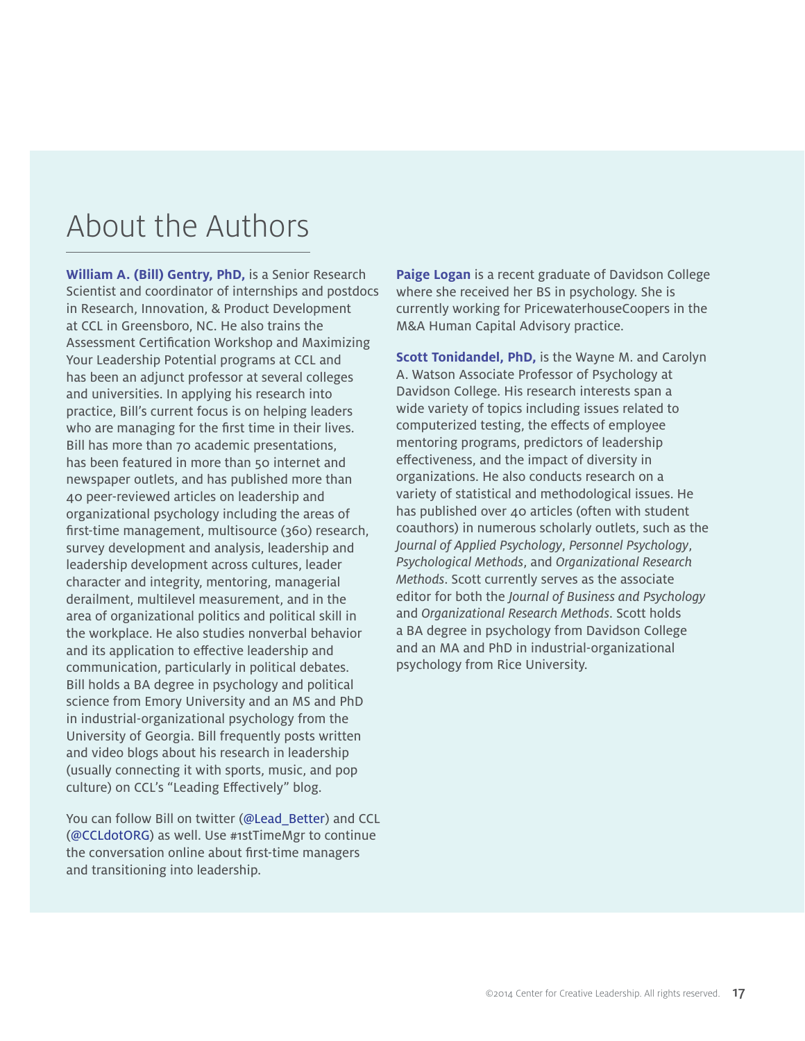# About the Authors

**William A. (Bill) Gentry, PhD,** is a Senior Research Scientist and coordinator of internships and postdocs in Research, Innovation, & Product Development at CCL in Greensboro, NC. He also trains the Assessment Certification Workshop and Maximizing Your Leadership Potential programs at CCL and has been an adjunct professor at several colleges and universities. In applying his research into practice, Bill's current focus is on helping leaders who are managing for the first time in their lives. Bill has more than 70 academic presentations, has been featured in more than 50 internet and newspaper outlets, and has published more than 40 peer-reviewed articles on leadership and organizational psychology including the areas of first-time management, multisource (360) research, survey development and analysis, leadership and leadership development across cultures, leader character and integrity, mentoring, managerial derailment, multilevel measurement, and in the area of organizational politics and political skill in the workplace. He also studies nonverbal behavior and its application to effective leadership and communication, particularly in political debates. Bill holds a BA degree in psychology and political science from Emory University and an MS and PhD in industrial-organizational psychology from the University of Georgia. Bill frequently posts written and video blogs about his research in leadership (usually connecting it with sports, music, and pop culture) on CCL's "Leading Effectively" blog.

You can follow Bill on twitter (@Lead_Better) and CCL (@CCLdotORG) as well. Use #1stTimeMgr to continue the conversation online about first-time managers and transitioning into leadership.

**Paige Logan** is a recent graduate of Davidson College where she received her BS in psychology. She is currently working for PricewaterhouseCoopers in the M&A Human Capital Advisory practice.

**Scott Tonidandel, PhD,** is the Wayne M. and Carolyn A. Watson Associate Professor of Psychology at Davidson College. His research interests span a wide variety of topics including issues related to computerized testing, the effects of employee mentoring programs, predictors of leadership effectiveness, and the impact of diversity in organizations. He also conducts research on a variety of statistical and methodological issues. He has published over 40 articles (often with student coauthors) in numerous scholarly outlets, such as the *Journal of Applied Psychology*, *Personnel Psychology*, *Psychological Methods*, and *Organizational Research Methods*. Scott currently serves as the associate editor for both the *Journal of Business and Psychology* and *Organizational Research Methods*. Scott holds a BA degree in psychology from Davidson College and an MA and PhD in industrial-organizational psychology from Rice University.

©2014 Center for Creative Leadership. All rights reserved.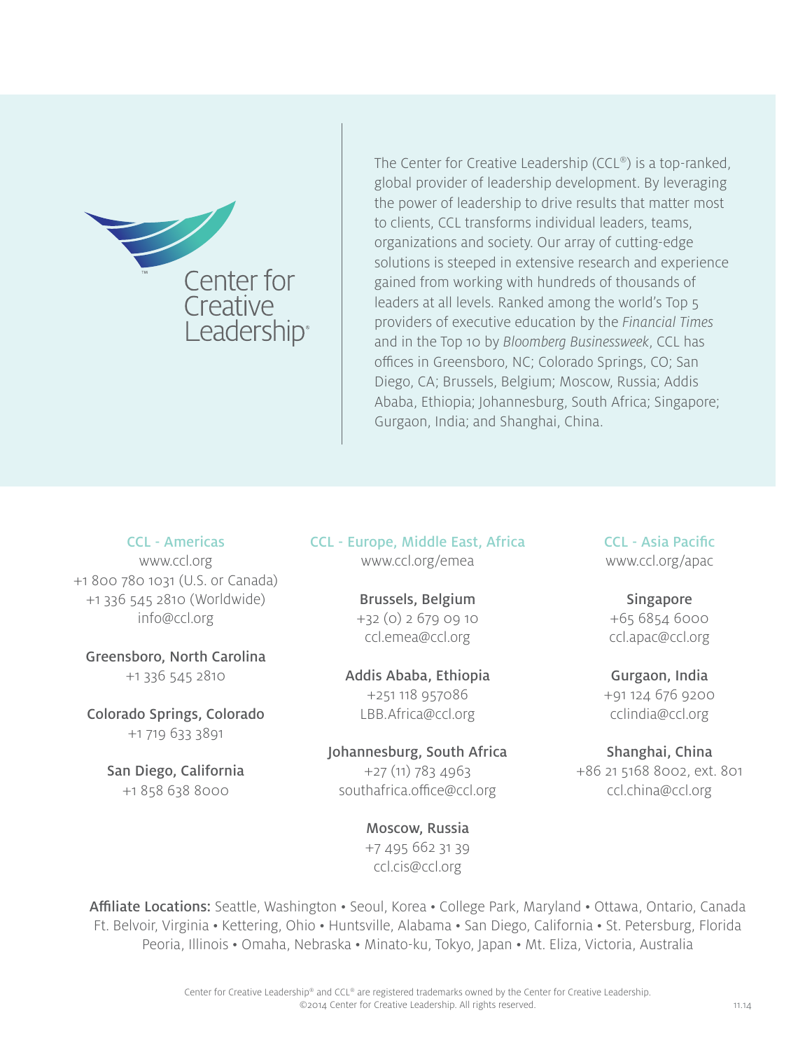Center for Creative Leadership™

The Center for Creative Leadership (CCL®) is a top-ranked, global provider of leadership development. By leveraging the power of leadership to drive results that matter most to clients, CCL transforms individual leaders, teams, organizations and society. Our array of cutting-edge solutions is steeped in extensive research and experience gained from working with hundreds of thousands of leaders at all levels. Ranked among the world's Top 5 providers of executive education by the *Financial Times* and in the Top 10 by *Bloomberg Businessweek*, CCL has offices in Greensboro, NC; Colorado Springs, CO; San Diego, CA; Brussels, Belgium; Moscow, Russia; Addis Ababa, Ethiopia; Johannesburg, South Africa; Singapore; Gurgaon, India; and Shanghai, China.

### CCL - Americas

www.ccl.org
+1 800 780 1031 (U.S. or Canada)
+1 336 545 2810 (Worldwide)
info@ccl.org

**Greensboro, North Carolina**
+1 336 545 2810

**Colorado Springs, Colorado**
+1 719 633 3891

**San Diego, California**
+1 858 638 8000

### CCL - Europe, Middle East, Africa

www.ccl.org/emea

**Brussels, Belgium**
+32 (0) 2 679 09 10
ccl.emea@ccl.org

**Addis Ababa, Ethiopia**
+251 118 957086
LBB.Africa@ccl.org

**Johannesburg, South Africa**
+27 (11) 783 4963
southafrica.office@ccl.org

**Moscow, Russia**
+7 495 662 31 39
ccl.cis@ccl.org

### CCL - Asia Pacific

www.ccl.org/apac

**Singapore**
+65 6854 6000
ccl.apac@ccl.org

**Gurgaon, India**
+91 124 676 9200
cclindia@ccl.org

**Shanghai, China**
+86 21 5168 8002, ext. 801
ccl.china@ccl.org

**Affiliate Locations:** Seattle, Washington • Seoul, Korea • College Park, Maryland • Ottawa, Ontario, Canada
Ft. Belvoir, Virginia • Kettering, Ohio • Huntsville, Alabama • San Diego, California • St. Petersburg, Florida
Peoria, Illinois • Omaha, Nebraska • Minato-ku, Tokyo, Japan • Mt. Eliza, Victoria, Australia

Center for Creative Leadership® and CCL® are registered trademarks owned by the Center for Creative Leadership.
©2014 Center for Creative Leadership. All rights reserved.

11.14